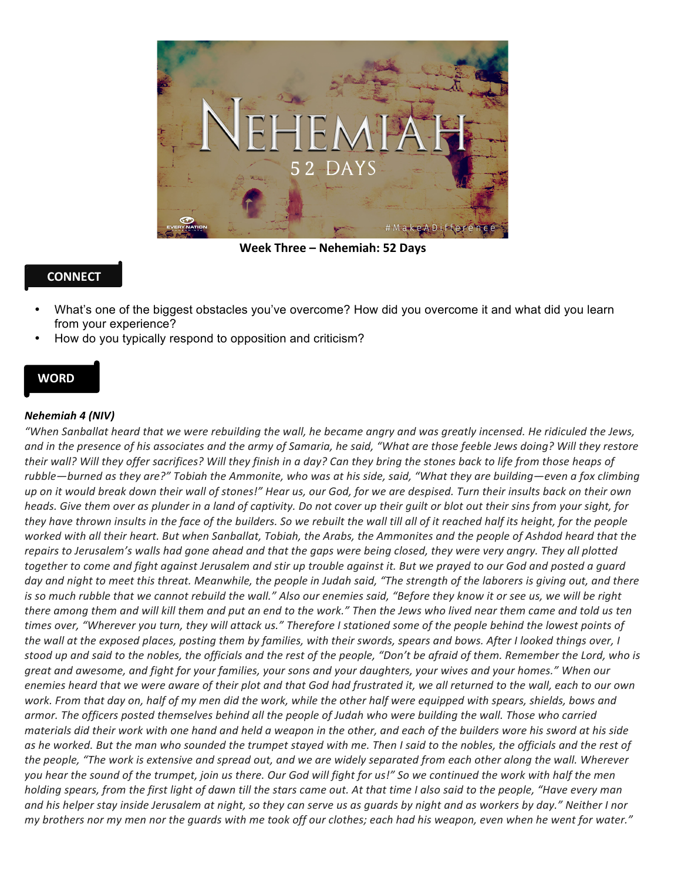**Week Three – Nehemiah: 52 Days**

## CONNECT

- What's one of the biggest obstacles you've overcome? How did you overcome it and what did you learn from your experience?
- How do you typically respond to opposition and criticism?

## WORD

***Nehemiah 4 (NIV)***

*"When Sanballat heard that we were rebuilding the wall, he became angry and was greatly incensed. He ridiculed the Jews, and in the presence of his associates and the army of Samaria, he said, "What are those feeble Jews doing? Will they restore their wall? Will they offer sacrifices? Will they finish in a day? Can they bring the stones back to life from those heaps of rubble—burned as they are?" Tobiah the Ammonite, who was at his side, said, "What they are building—even a fox climbing up on it would break down their wall of stones!" Hear us, our God, for we are despised. Turn their insults back on their own heads. Give them over as plunder in a land of captivity. Do not cover up their guilt or blot out their sins from your sight, for they have thrown insults in the face of the builders. So we rebuilt the wall till all of it reached half its height, for the people worked with all their heart. But when Sanballat, Tobiah, the Arabs, the Ammonites and the people of Ashdod heard that the repairs to Jerusalem's walls had gone ahead and that the gaps were being closed, they were very angry. They all plotted together to come and fight against Jerusalem and stir up trouble against it. But we prayed to our God and posted a guard day and night to meet this threat. Meanwhile, the people in Judah said, "The strength of the laborers is giving out, and there is so much rubble that we cannot rebuild the wall." Also our enemies said, "Before they know it or see us, we will be right there among them and will kill them and put an end to the work." Then the Jews who lived near them came and told us ten times over, "Wherever you turn, they will attack us." Therefore I stationed some of the people behind the lowest points of the wall at the exposed places, posting them by families, with their swords, spears and bows. After I looked things over, I stood up and said to the nobles, the officials and the rest of the people, "Don't be afraid of them. Remember the Lord, who is great and awesome, and fight for your families, your sons and your daughters, your wives and your homes." When our enemies heard that we were aware of their plot and that God had frustrated it, we all returned to the wall, each to our own work. From that day on, half of my men did the work, while the other half were equipped with spears, shields, bows and armor. The officers posted themselves behind all the people of Judah who were building the wall. Those who carried materials did their work with one hand and held a weapon in the other, and each of the builders wore his sword at his side as he worked. But the man who sounded the trumpet stayed with me. Then I said to the nobles, the officials and the rest of the people, "The work is extensive and spread out, and we are widely separated from each other along the wall. Wherever you hear the sound of the trumpet, join us there. Our God will fight for us!" So we continued the work with half the men holding spears, from the first light of dawn till the stars came out. At that time I also said to the people, "Have every man and his helper stay inside Jerusalem at night, so they can serve us as guards by night and as workers by day." Neither I nor my brothers nor my men nor the guards with me took off our clothes; each had his weapon, even when he went for water."*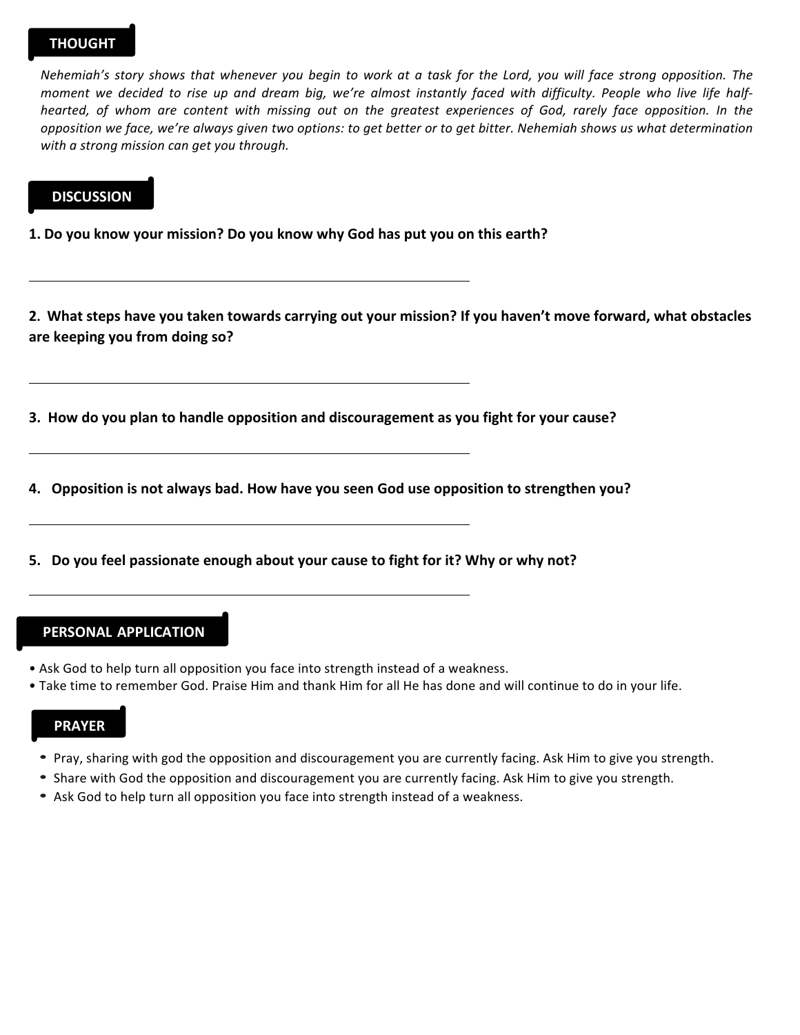## THOUGHT

*Nehemiah's story shows that whenever you begin to work at a task for the Lord, you will face strong opposition. The moment we decided to rise up and dream big, we're almost instantly faced with difficulty. People who live life half-hearted, of whom are content with missing out on the greatest experiences of God, rarely face opposition. In the opposition we face, we're always given two options: to get better or to get bitter. Nehemiah shows us what determination with a strong mission can get you through.*

## DISCUSSION

**1. Do you know your mission? Do you know why God has put you on this earth?**

---

**2. What steps have you taken towards carrying out your mission? If you haven't move forward, what obstacles are keeping you from doing so?**

---

**3. How do you plan to handle opposition and discouragement as you fight for your cause?**

---

**4. Opposition is not always bad. How have you seen God use opposition to strengthen you?**

---

**5. Do you feel passionate enough about your cause to fight for it? Why or why not?**

---

## PERSONAL APPLICATION

- Ask God to help turn all opposition you face into strength instead of a weakness.
- Take time to remember God. Praise Him and thank Him for all He has done and will continue to do in your life.

## PRAYER

- Pray, sharing with god the opposition and discouragement you are currently facing. Ask Him to give you strength.
- Share with God the opposition and discouragement you are currently facing. Ask Him to give you strength.
- Ask God to help turn all opposition you face into strength instead of a weakness.